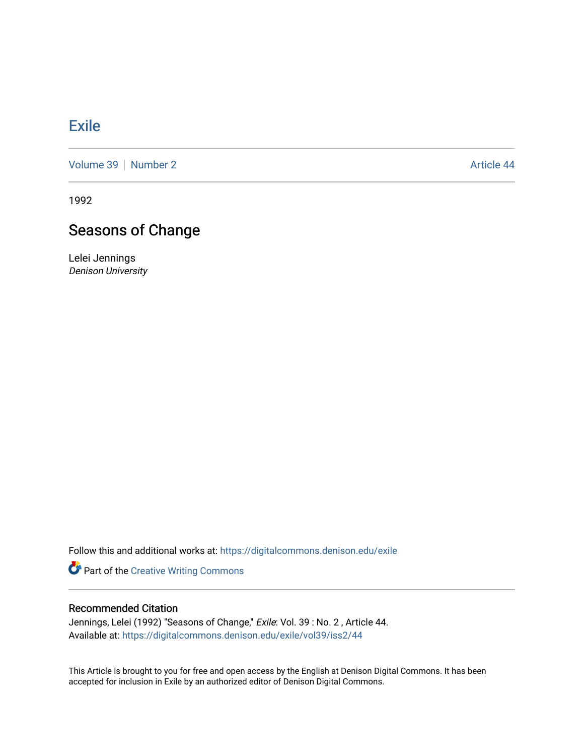# Exile

Volume 39 | Number 2 | Article 44

1992

## Seasons of Change

Lelei Jennings
*Denison University*

Follow this and additional works at: https://digitalcommons.denison.edu/exile

Part of the Creative Writing Commons

### Recommended Citation

Jennings, Lelei (1992) "Seasons of Change," *Exile*: Vol. 39 : No. 2 , Article 44.
Available at: https://digitalcommons.denison.edu/exile/vol39/iss2/44

This Article is brought to you for free and open access by the English at Denison Digital Commons. It has been accepted for inclusion in Exile by an authorized editor of Denison Digital Commons.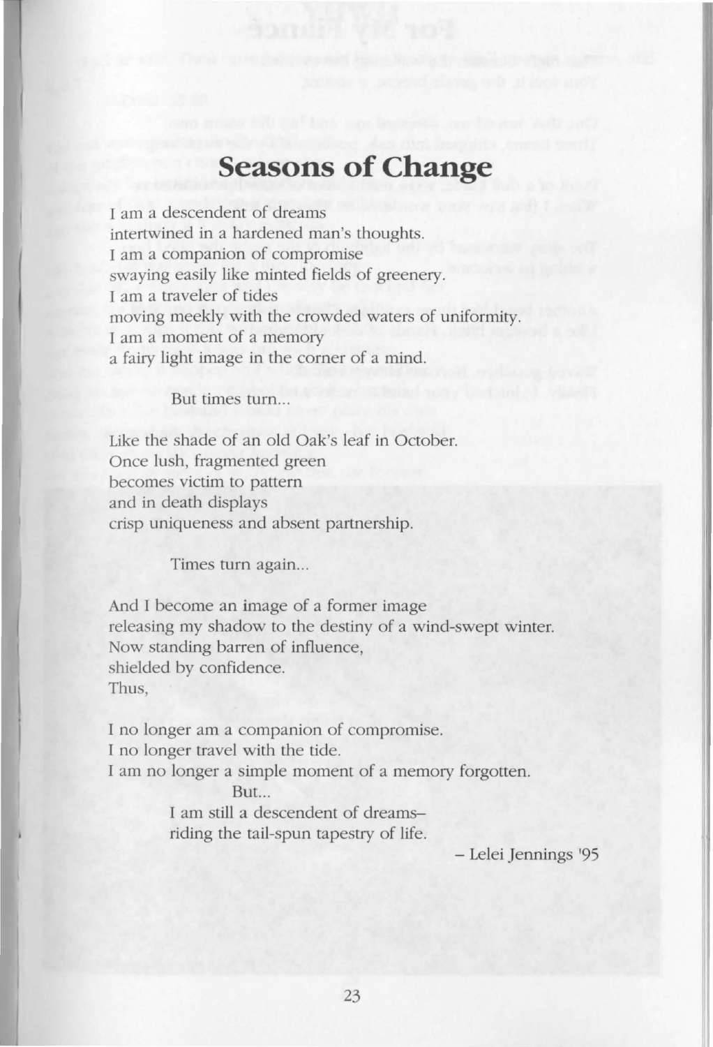# Seasons of Change

I am a descendent of dreams
intertwined in a hardened man's thoughts.
I am a companion of compromise
swaying easily like minted fields of greenery.
I am a traveler of tides
moving meekly with the crowded waters of uniformity.
I am a moment of a memory
a fairy light image in the corner of a mind.

But times turn...

Like the shade of an old Oak's leaf in October.
Once lush, fragmented green
becomes victim to pattern
and in death displays
crisp uniqueness and absent partnership.

Times turn again...

And I become an image of a former image
releasing my shadow to the destiny of a wind-swept winter.
Now standing barren of influence,
shielded by confidence.
Thus,

I no longer am a companion of compromise.
I no longer travel with the tide.
I am no longer a simple moment of a memory forgotten.
But...
I am still a descendent of dreams–
riding the tail-spun tapestry of life.

– Lelei Jennings '95